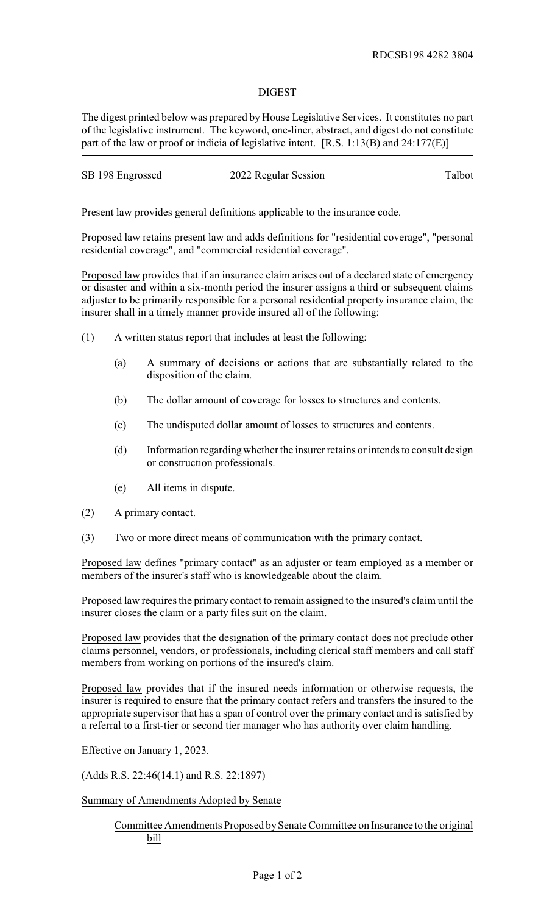RDCSB198 4282 3804

## DIGEST

The digest printed below was prepared by House Legislative Services. It constitutes no part of the legislative instrument. The keyword, one-liner, abstract, and digest do not constitute part of the law or proof or indicia of legislative intent. [R.S. 1:13(B) and 24:177(E)]

SB 198 Engrossed | 2022 Regular Session | Talbot

Present law provides general definitions applicable to the insurance code.

Proposed law retains present law and adds definitions for "residential coverage", "personal residential coverage", and "commercial residential coverage".

Proposed law provides that if an insurance claim arises out of a declared state of emergency or disaster and within a six-month period the insurer assigns a third or subsequent claims adjuster to be primarily responsible for a personal residential property insurance claim, the insurer shall in a timely manner provide insured all of the following:

(1) A written status report that includes at least the following:

   (a) A summary of decisions or actions that are substantially related to the disposition of the claim.

   (b) The dollar amount of coverage for losses to structures and contents.

   (c) The undisputed dollar amount of losses to structures and contents.

   (d) Information regarding whether the insurer retains or intends to consult design or construction professionals.

   (e) All items in dispute.

(2) A primary contact.

(3) Two or more direct means of communication with the primary contact.

Proposed law defines "primary contact" as an adjuster or team employed as a member or members of the insurer's staff who is knowledgeable about the claim.

Proposed law requires the primary contact to remain assigned to the insured's claim until the insurer closes the claim or a party files suit on the claim.

Proposed law provides that the designation of the primary contact does not preclude other claims personnel, vendors, or professionals, including clerical staff members and call staff members from working on portions of the insured's claim.

Proposed law provides that if the insured needs information or otherwise requests, the insurer is required to ensure that the primary contact refers and transfers the insured to the appropriate supervisor that has a span of control over the primary contact and is satisfied by a referral to a first-tier or second tier manager who has authority over claim handling.

Effective on January 1, 2023.

(Adds R.S. 22:46(14.1) and R.S. 22:1897)

Summary of Amendments Adopted by Senate

Committee Amendments Proposed by Senate Committee on Insurance to the original bill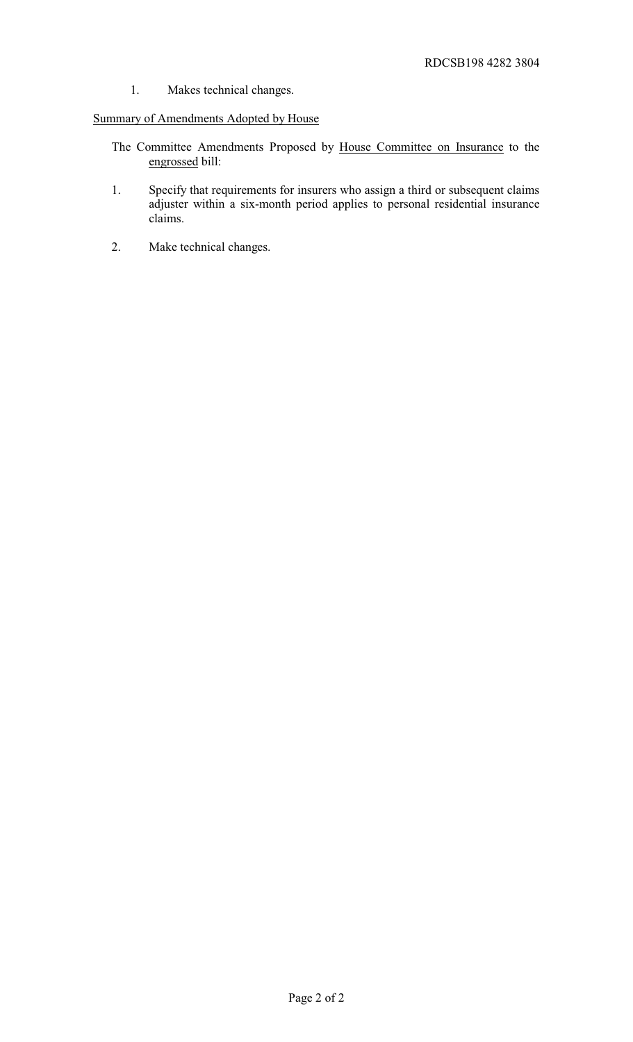1. Makes technical changes.

Summary of Amendments Adopted by House

The Committee Amendments Proposed by House Committee on Insurance to the engrossed bill:

1. Specify that requirements for insurers who assign a third or subsequent claims adjuster within a six-month period applies to personal residential insurance claims.

2. Make technical changes.